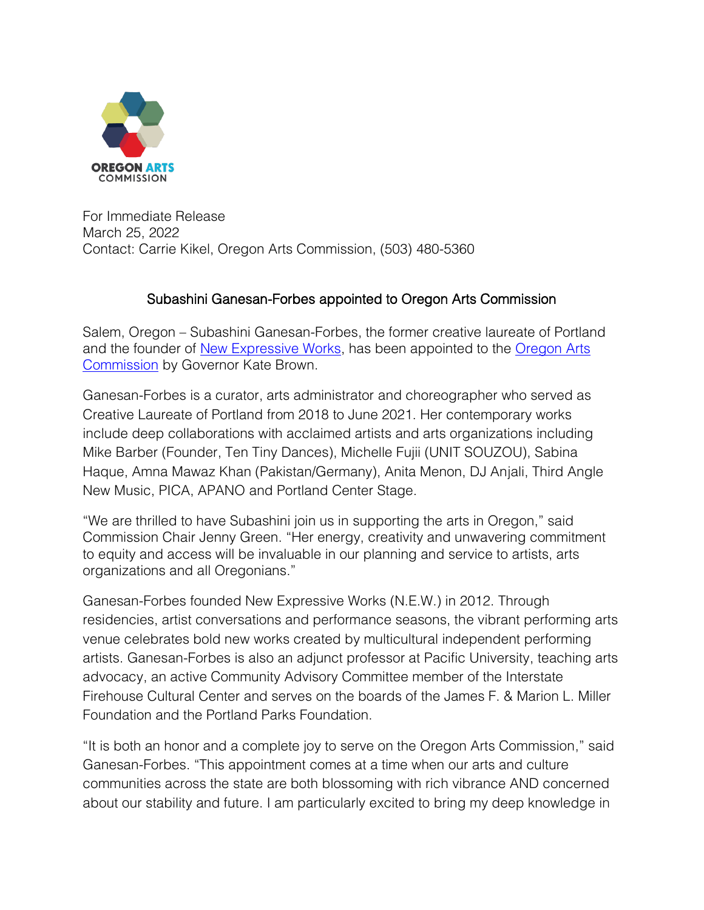OREGON ARTS COMMISSION

For Immediate Release
March 25, 2022
Contact: Carrie Kikel, Oregon Arts Commission, (503) 480-5360

## Subashini Ganesan-Forbes appointed to Oregon Arts Commission

Salem, Oregon – Subashini Ganesan-Forbes, the former creative laureate of Portland and the founder of New Expressive Works, has been appointed to the Oregon Arts Commission by Governor Kate Brown.

Ganesan-Forbes is a curator, arts administrator and choreographer who served as Creative Laureate of Portland from 2018 to June 2021. Her contemporary works include deep collaborations with acclaimed artists and arts organizations including Mike Barber (Founder, Ten Tiny Dances), Michelle Fujii (UNIT SOUZOU), Sabina Haque, Amna Mawaz Khan (Pakistan/Germany), Anita Menon, DJ Anjali, Third Angle New Music, PICA, APANO and Portland Center Stage.

"We are thrilled to have Subashini join us in supporting the arts in Oregon," said Commission Chair Jenny Green. "Her energy, creativity and unwavering commitment to equity and access will be invaluable in our planning and service to artists, arts organizations and all Oregonians."

Ganesan-Forbes founded New Expressive Works (N.E.W.) in 2012. Through residencies, artist conversations and performance seasons, the vibrant performing arts venue celebrates bold new works created by multicultural independent performing artists. Ganesan-Forbes is also an adjunct professor at Pacific University, teaching arts advocacy, an active Community Advisory Committee member of the Interstate Firehouse Cultural Center and serves on the boards of the James F. & Marion L. Miller Foundation and the Portland Parks Foundation.

"It is both an honor and a complete joy to serve on the Oregon Arts Commission," said Ganesan-Forbes. "This appointment comes at a time when our arts and culture communities across the state are both blossoming with rich vibrance AND concerned about our stability and future. I am particularly excited to bring my deep knowledge in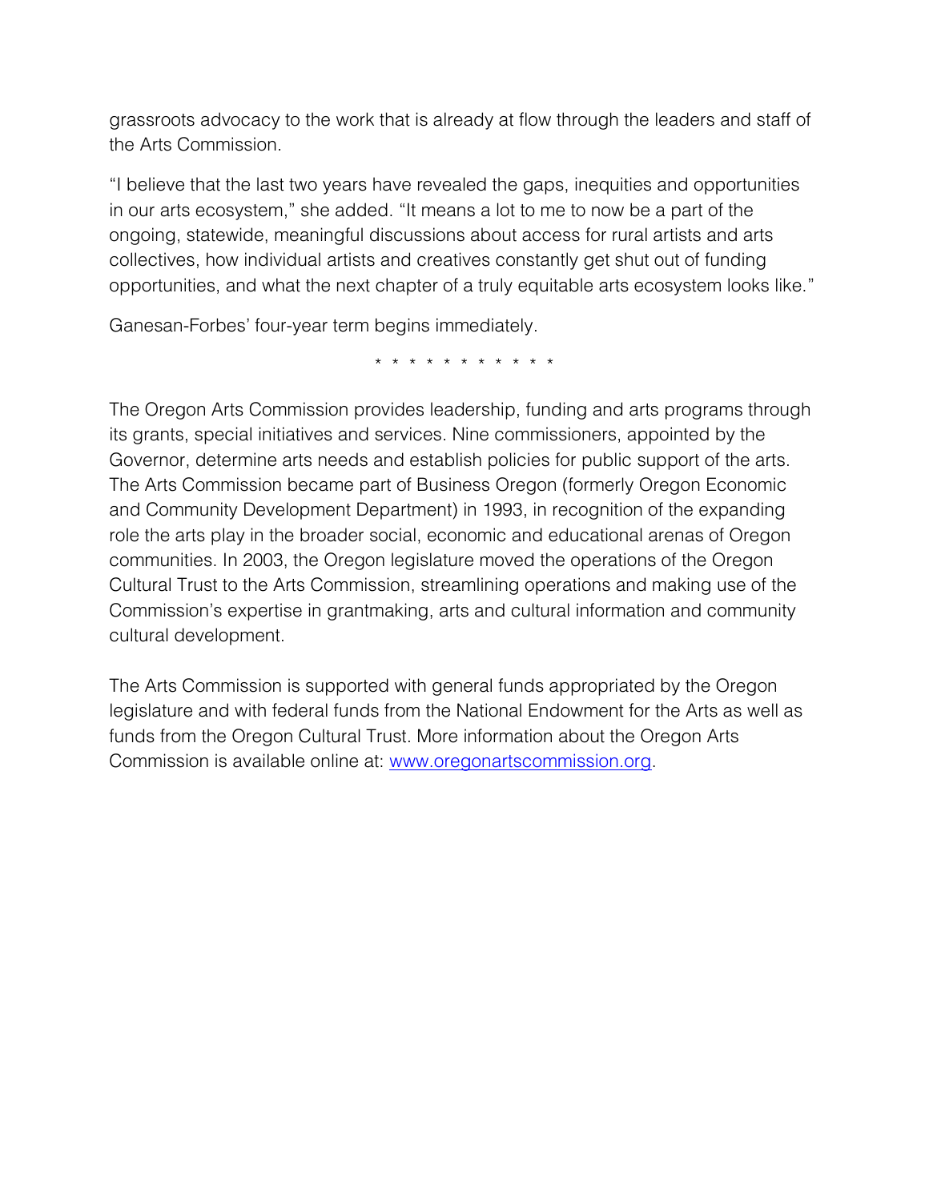grassroots advocacy to the work that is already at flow through the leaders and staff of the Arts Commission.

"I believe that the last two years have revealed the gaps, inequities and opportunities in our arts ecosystem," she added. "It means a lot to me to now be a part of the ongoing, statewide, meaningful discussions about access for rural artists and arts collectives, how individual artists and creatives constantly get shut out of funding opportunities, and what the next chapter of a truly equitable arts ecosystem looks like."

Ganesan-Forbes' four-year term begins immediately.

\* \* \* \* \* \* \* \* \* \* \*

The Oregon Arts Commission provides leadership, funding and arts programs through its grants, special initiatives and services. Nine commissioners, appointed by the Governor, determine arts needs and establish policies for public support of the arts. The Arts Commission became part of Business Oregon (formerly Oregon Economic and Community Development Department) in 1993, in recognition of the expanding role the arts play in the broader social, economic and educational arenas of Oregon communities. In 2003, the Oregon legislature moved the operations of the Oregon Cultural Trust to the Arts Commission, streamlining operations and making use of the Commission's expertise in grantmaking, arts and cultural information and community cultural development.

The Arts Commission is supported with general funds appropriated by the Oregon legislature and with federal funds from the National Endowment for the Arts as well as funds from the Oregon Cultural Trust. More information about the Oregon Arts Commission is available online at: [www.oregonartscommission.org](http://www.oregonartscommission.org).